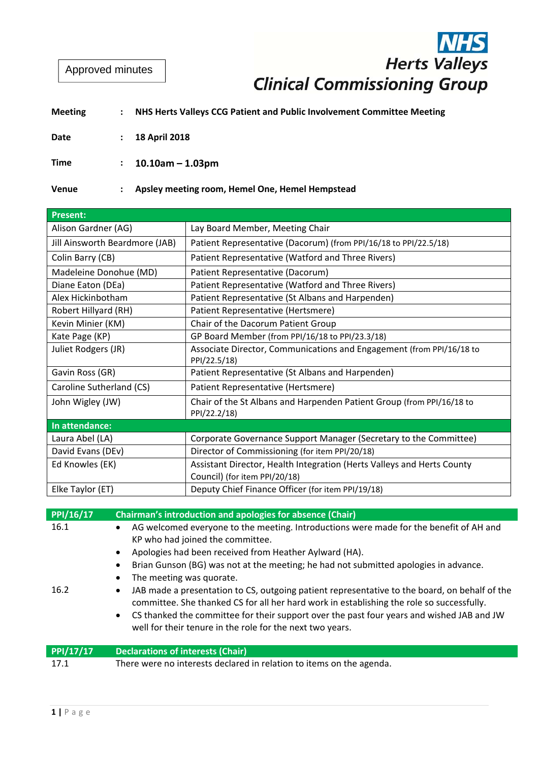Approved minutes

**NHS Herts Valleys Clinical Commissioning Group**

| | | |
|---|---|---|
| **Meeting** | : | **NHS Herts Valleys CCG Patient and Public Involvement Committee Meeting** |
| **Date** | : | **18 April 2018** |
| **Time** | : | **10.10am – 1.03pm** |
| **Venue** | : | **Apsley meeting room, Hemel One, Hemel Hempstead** |

| **Present:** | |
|---|---|
| Alison Gardner (AG) | Lay Board Member, Meeting Chair |
| Jill Ainsworth Beardmore (JAB) | Patient Representative (Dacorum) (from PPI/16/18 to PPI/22.5/18) |
| Colin Barry (CB) | Patient Representative (Watford and Three Rivers) |
| Madeleine Donohue (MD) | Patient Representative (Dacorum) |
| Diane Eaton (DEa) | Patient Representative (Watford and Three Rivers) |
| Alex Hickinbotham | Patient Representative (St Albans and Harpenden) |
| Robert Hillyard (RH) | Patient Representative (Hertsmere) |
| Kevin Minier (KM) | Chair of the Dacorum Patient Group |
| Kate Page (KP) | GP Board Member (from PPI/16/18 to PPI/23.3/18) |
| Juliet Rodgers (JR) | Associate Director, Communications and Engagement (from PPI/16/18 to PPI/22.5/18) |
| Gavin Ross (GR) | Patient Representative (St Albans and Harpenden) |
| Caroline Sutherland (CS) | Patient Representative (Hertsmere) |
| John Wigley (JW) | Chair of the St Albans and Harpenden Patient Group (from PPI/16/18 to PPI/22.2/18) |
| **In attendance:** | |
| Laura Abel (LA) | Corporate Governance Support Manager (Secretary to the Committee) |
| David Evans (DEv) | Director of Commissioning (for item PPI/20/18) |
| Ed Knowles (EK) | Assistant Director, Health Integration (Herts Valleys and Herts County Council) (for item PPI/20/18) |
| Elke Taylor (ET) | Deputy Chief Finance Officer (for item PPI/19/18) |

## PPI/16/17 Chairman's introduction and apologies for absence (Chair)

16.1

- AG welcomed everyone to the meeting. Introductions were made for the benefit of AH and KP who had joined the committee.
- Apologies had been received from Heather Aylward (HA).
- Brian Gunson (BG) was not at the meeting; he had not submitted apologies in advance.
- The meeting was quorate.

16.2

- JAB made a presentation to CS, outgoing patient representative to the board, on behalf of the committee. She thanked CS for all her hard work in establishing the role so successfully.
- CS thanked the committee for their support over the past four years and wished JAB and JW well for their tenure in the role for the next two years.

## PPI/17/17 Declarations of interests (Chair)

17.1 There were no interests declared in relation to items on the agenda.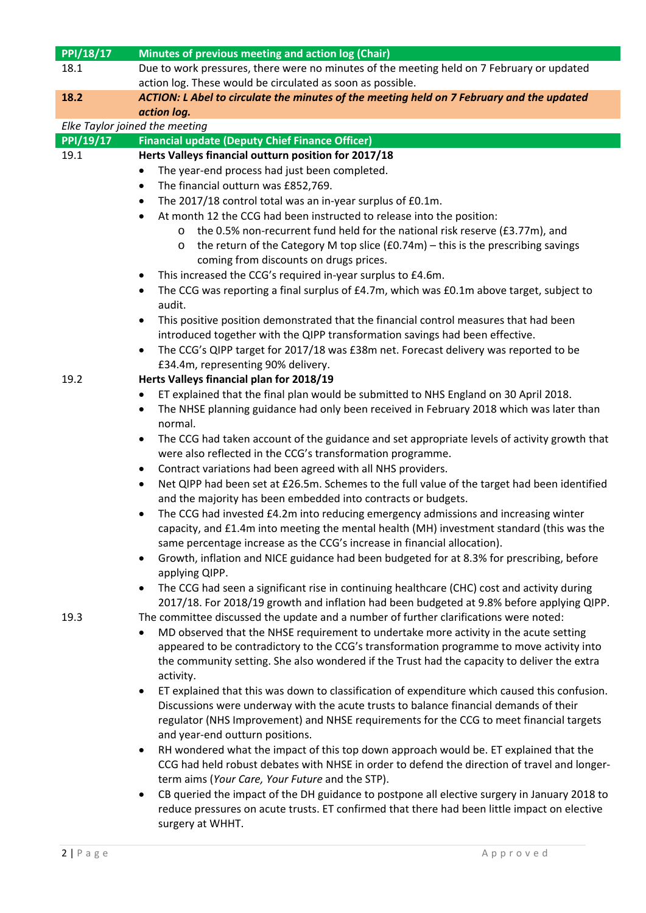| | |
|---|---|
| **PPI/18/17** | **Minutes of previous meeting and action log (Chair)** |
| 18.1 | Due to work pressures, there were no minutes of the meeting held on 7 February or updated action log. These would be circulated as soon as possible. |
| **18.2** | ***ACTION: L Abel to circulate the minutes of the meeting held on 7 February and the updated action log.*** |

*Elke Taylor joined the meeting*

| | |
|---|---|
| **PPI/19/17** | **Financial update (Deputy Chief Finance Officer)** |

**19.1 Herts Valleys financial outturn position for 2017/18**

- The year-end process had just been completed.
- The financial outturn was £852,769.
- The 2017/18 control total was an in-year surplus of £0.1m.
- At month 12 the CCG had been instructed to release into the position:
  - the 0.5% non-recurrent fund held for the national risk reserve (£3.77m), and
  - the return of the Category M top slice (£0.74m) – this is the prescribing savings coming from discounts on drugs prices.
- This increased the CCG's required in-year surplus to £4.6m.
- The CCG was reporting a final surplus of £4.7m, which was £0.1m above target, subject to audit.
- This positive position demonstrated that the financial control measures that had been introduced together with the QIPP transformation savings had been effective.
- The CCG's QIPP target for 2017/18 was £38m net. Forecast delivery was reported to be £34.4m, representing 90% delivery.

**19.2 Herts Valleys financial plan for 2018/19**

- ET explained that the final plan would be submitted to NHS England on 30 April 2018.
- The NHSE planning guidance had only been received in February 2018 which was later than normal.
- The CCG had taken account of the guidance and set appropriate levels of activity growth that were also reflected in the CCG's transformation programme.
- Contract variations had been agreed with all NHS providers.
- Net QIPP had been set at £26.5m. Schemes to the full value of the target had been identified and the majority has been embedded into contracts or budgets.
- The CCG had invested £4.2m into reducing emergency admissions and increasing winter capacity, and £1.4m into meeting the mental health (MH) investment standard (this was the same percentage increase as the CCG's increase in financial allocation).
- Growth, inflation and NICE guidance had been budgeted for at 8.3% for prescribing, before applying QIPP.
- The CCG had seen a significant rise in continuing healthcare (CHC) cost and activity during 2017/18. For 2018/19 growth and inflation had been budgeted at 9.8% before applying QIPP.

**19.3** The committee discussed the update and a number of further clarifications were noted:

- MD observed that the NHSE requirement to undertake more activity in the acute setting appeared to be contradictory to the CCG's transformation programme to move activity into the community setting. She also wondered if the Trust had the capacity to deliver the extra activity.
- ET explained that this was down to classification of expenditure which caused this confusion. Discussions were underway with the acute trusts to balance financial demands of their regulator (NHS Improvement) and NHSE requirements for the CCG to meet financial targets and year-end outturn positions.
- RH wondered what the impact of this top down approach would be. ET explained that the CCG had held robust debates with NHSE in order to defend the direction of travel and longer-term aims (*Your Care, Your Future* and the STP).
- CB queried the impact of the DH guidance to postpone all elective surgery in January 2018 to reduce pressures on acute trusts. ET confirmed that there had been little impact on elective surgery at WHHT.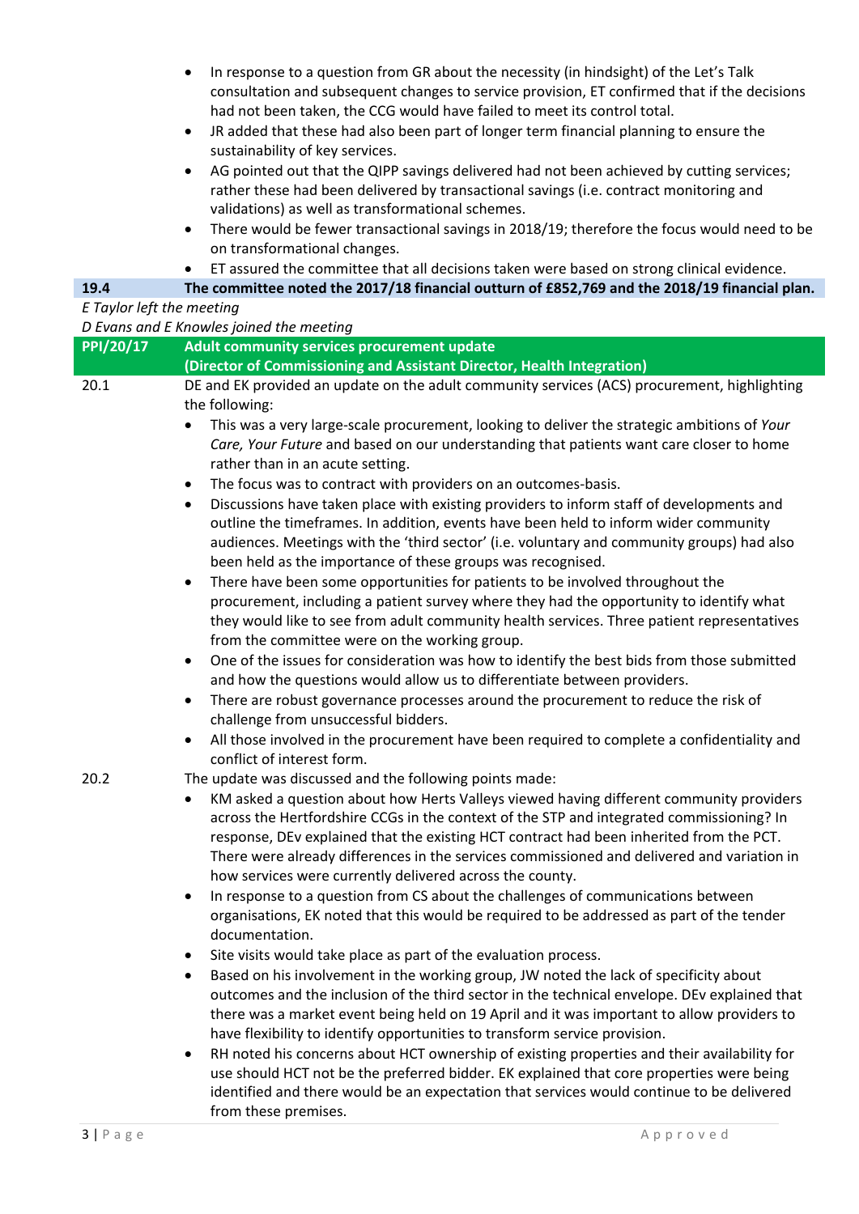- In response to a question from GR about the necessity (in hindsight) of the Let's Talk consultation and subsequent changes to service provision, ET confirmed that if the decisions had not been taken, the CCG would have failed to meet its control total.
- JR added that these had also been part of longer term financial planning to ensure the sustainability of key services.
- AG pointed out that the QIPP savings delivered had not been achieved by cutting services; rather these had been delivered by transactional savings (i.e. contract monitoring and validations) as well as transformational schemes.
- There would be fewer transactional savings in 2018/19; therefore the focus would need to be on transformational changes.
- ET assured the committee that all decisions taken were based on strong clinical evidence.

**19.4** **The committee noted the 2017/18 financial outturn of £852,769 and the 2018/19 financial plan.**

*E Taylor left the meeting*

*D Evans and E Knowles joined the meeting*

## PPI/20/17 Adult community services procurement update
**(Director of Commissioning and Assistant Director, Health Integration)**

**20.1** DE and EK provided an update on the adult community services (ACS) procurement, highlighting the following:

- This was a very large-scale procurement, looking to deliver the strategic ambitions of *Your Care, Your Future* and based on our understanding that patients want care closer to home rather than in an acute setting.
- The focus was to contract with providers on an outcomes-basis.
- Discussions have taken place with existing providers to inform staff of developments and outline the timeframes. In addition, events have been held to inform wider community audiences. Meetings with the 'third sector' (i.e. voluntary and community groups) had also been held as the importance of these groups was recognised.
- There have been some opportunities for patients to be involved throughout the procurement, including a patient survey where they had the opportunity to identify what they would like to see from adult community health services. Three patient representatives from the committee were on the working group.
- One of the issues for consideration was how to identify the best bids from those submitted and how the questions would allow us to differentiate between providers.
- There are robust governance processes around the procurement to reduce the risk of challenge from unsuccessful bidders.
- All those involved in the procurement have been required to complete a confidentiality and conflict of interest form.

**20.2** The update was discussed and the following points made:

- KM asked a question about how Herts Valleys viewed having different community providers across the Hertfordshire CCGs in the context of the STP and integrated commissioning? In response, DEv explained that the existing HCT contract had been inherited from the PCT. There were already differences in the services commissioned and delivered and variation in how services were currently delivered across the county.
- In response to a question from CS about the challenges of communications between organisations, EK noted that this would be required to be addressed as part of the tender documentation.
- Site visits would take place as part of the evaluation process.
- Based on his involvement in the working group, JW noted the lack of specificity about outcomes and the inclusion of the third sector in the technical envelope. DEv explained that there was a market event being held on 19 April and it was important to allow providers to have flexibility to identify opportunities to transform service provision.
- RH noted his concerns about HCT ownership of existing properties and their availability for use should HCT not be the preferred bidder. EK explained that core properties were being identified and there would be an expectation that services would continue to be delivered from these premises.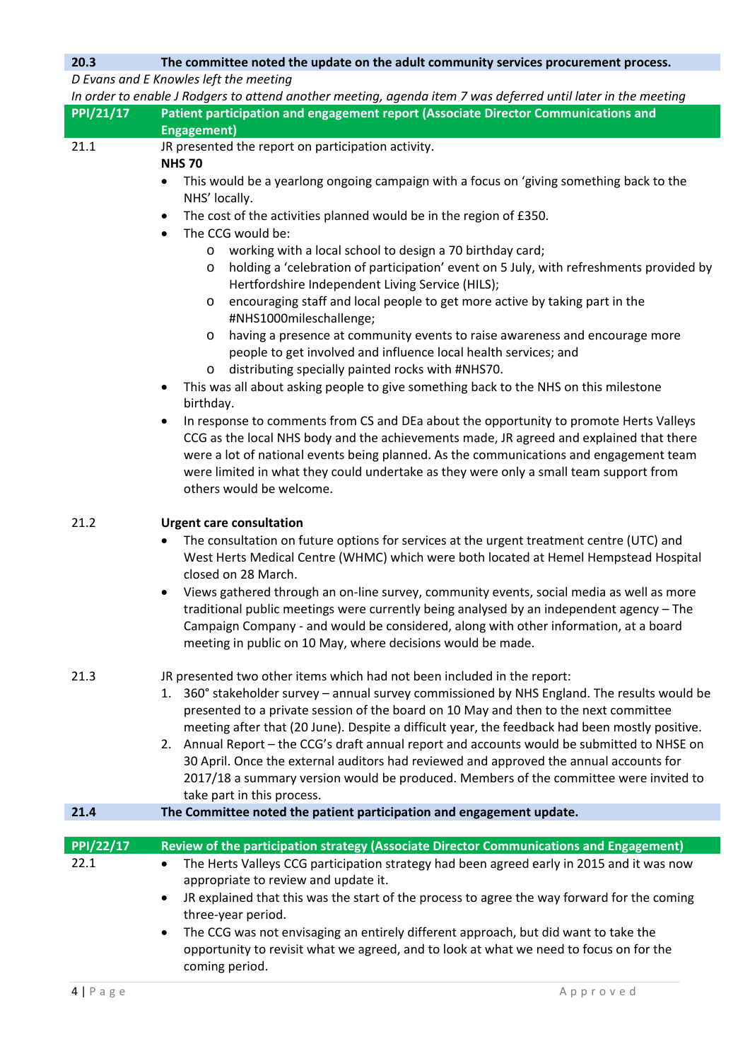**20.3** **The committee noted the update on the adult community services procurement process.**

*D Evans and E Knowles left the meeting*

*In order to enable J Rodgers to attend another meeting, agenda item 7 was deferred until later in the meeting*

## PPI/21/17 Patient participation and engagement report (Associate Director Communications and Engagement)

21.1 JR presented the report on participation activity.

**NHS 70**

- This would be a yearlong ongoing campaign with a focus on 'giving something back to the NHS' locally.
- The cost of the activities planned would be in the region of £350.
- The CCG would be:
  - working with a local school to design a 70 birthday card;
  - holding a 'celebration of participation' event on 5 July, with refreshments provided by Hertfordshire Independent Living Service (HILS);
  - encouraging staff and local people to get more active by taking part in the #NHS1000mileschallenge;
  - having a presence at community events to raise awareness and encourage more people to get involved and influence local health services; and
  - distributing specially painted rocks with #NHS70.
- This was all about asking people to give something back to the NHS on this milestone birthday.
- In response to comments from CS and DEa about the opportunity to promote Herts Valleys CCG as the local NHS body and the achievements made, JR agreed and explained that there were a lot of national events being planned. As the communications and engagement team were limited in what they could undertake as they were only a small team support from others would be welcome.

21.2 **Urgent care consultation**

- The consultation on future options for services at the urgent treatment centre (UTC) and West Herts Medical Centre (WHMC) which were both located at Hemel Hempstead Hospital closed on 28 March.
- Views gathered through an on-line survey, community events, social media as well as more traditional public meetings were currently being analysed by an independent agency – The Campaign Company - and would be considered, along with other information, at a board meeting in public on 10 May, where decisions would be made.

21.3 JR presented two other items which had not been included in the report:

1. 360° stakeholder survey – annual survey commissioned by NHS England. The results would be presented to a private session of the board on 10 May and then to the next committee meeting after that (20 June). Despite a difficult year, the feedback had been mostly positive.
2. Annual Report – the CCG's draft annual report and accounts would be submitted to NHSE on 30 April. Once the external auditors had reviewed and approved the annual accounts for 2017/18 a summary version would be produced. Members of the committee were invited to take part in this process.

**21.4** **The Committee noted the patient participation and engagement update.**

## PPI/22/17 Review of the participation strategy (Associate Director Communications and Engagement)

22.1

- The Herts Valleys CCG participation strategy had been agreed early in 2015 and it was now appropriate to review and update it.
- JR explained that this was the start of the process to agree the way forward for the coming three-year period.
- The CCG was not envisaging an entirely different approach, but did want to take the opportunity to revisit what we agreed, and to look at what we need to focus on for the coming period.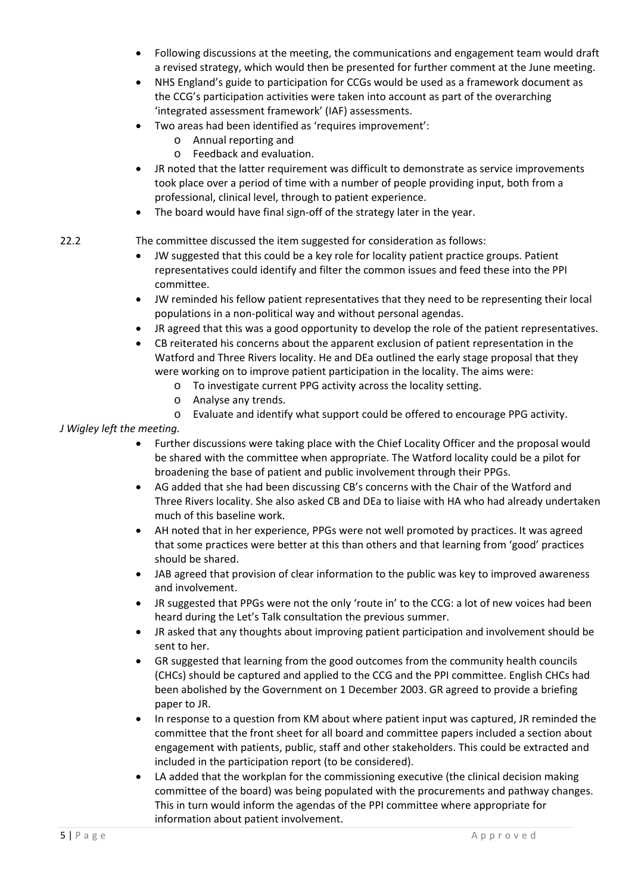- Following discussions at the meeting, the communications and engagement team would draft a revised strategy, which would then be presented for further comment at the June meeting.
- NHS England's guide to participation for CCGs would be used as a framework document as the CCG's participation activities were taken into account as part of the overarching 'integrated assessment framework' (IAF) assessments.
- Two areas had been identified as 'requires improvement':
  - Annual reporting and
  - Feedback and evaluation.
- JR noted that the latter requirement was difficult to demonstrate as service improvements took place over a period of time with a number of people providing input, both from a professional, clinical level, through to patient experience.
- The board would have final sign-off of the strategy later in the year.

22.2 The committee discussed the item suggested for consideration as follows:

- JW suggested that this could be a key role for locality patient practice groups. Patient representatives could identify and filter the common issues and feed these into the PPI committee.
- JW reminded his fellow patient representatives that they need to be representing their local populations in a non-political way and without personal agendas.
- JR agreed that this was a good opportunity to develop the role of the patient representatives.
- CB reiterated his concerns about the apparent exclusion of patient representation in the Watford and Three Rivers locality. He and DEa outlined the early stage proposal that they were working on to improve patient participation in the locality. The aims were:
  - To investigate current PPG activity across the locality setting.
  - Analyse any trends.
  - Evaluate and identify what support could be offered to encourage PPG activity.

*J Wigley left the meeting.*

- Further discussions were taking place with the Chief Locality Officer and the proposal would be shared with the committee when appropriate. The Watford locality could be a pilot for broadening the base of patient and public involvement through their PPGs.
- AG added that she had been discussing CB's concerns with the Chair of the Watford and Three Rivers locality. She also asked CB and DEa to liaise with HA who had already undertaken much of this baseline work.
- AH noted that in her experience, PPGs were not well promoted by practices. It was agreed that some practices were better at this than others and that learning from 'good' practices should be shared.
- JAB agreed that provision of clear information to the public was key to improved awareness and involvement.
- JR suggested that PPGs were not the only 'route in' to the CCG: a lot of new voices had been heard during the Let's Talk consultation the previous summer.
- JR asked that any thoughts about improving patient participation and involvement should be sent to her.
- GR suggested that learning from the good outcomes from the community health councils (CHCs) should be captured and applied to the CCG and the PPI committee. English CHCs had been abolished by the Government on 1 December 2003. GR agreed to provide a briefing paper to JR.
- In response to a question from KM about where patient input was captured, JR reminded the committee that the front sheet for all board and committee papers included a section about engagement with patients, public, staff and other stakeholders. This could be extracted and included in the participation report (to be considered).
- LA added that the workplan for the commissioning executive (the clinical decision making committee of the board) was being populated with the procurements and pathway changes. This in turn would inform the agendas of the PPI committee where appropriate for information about patient involvement.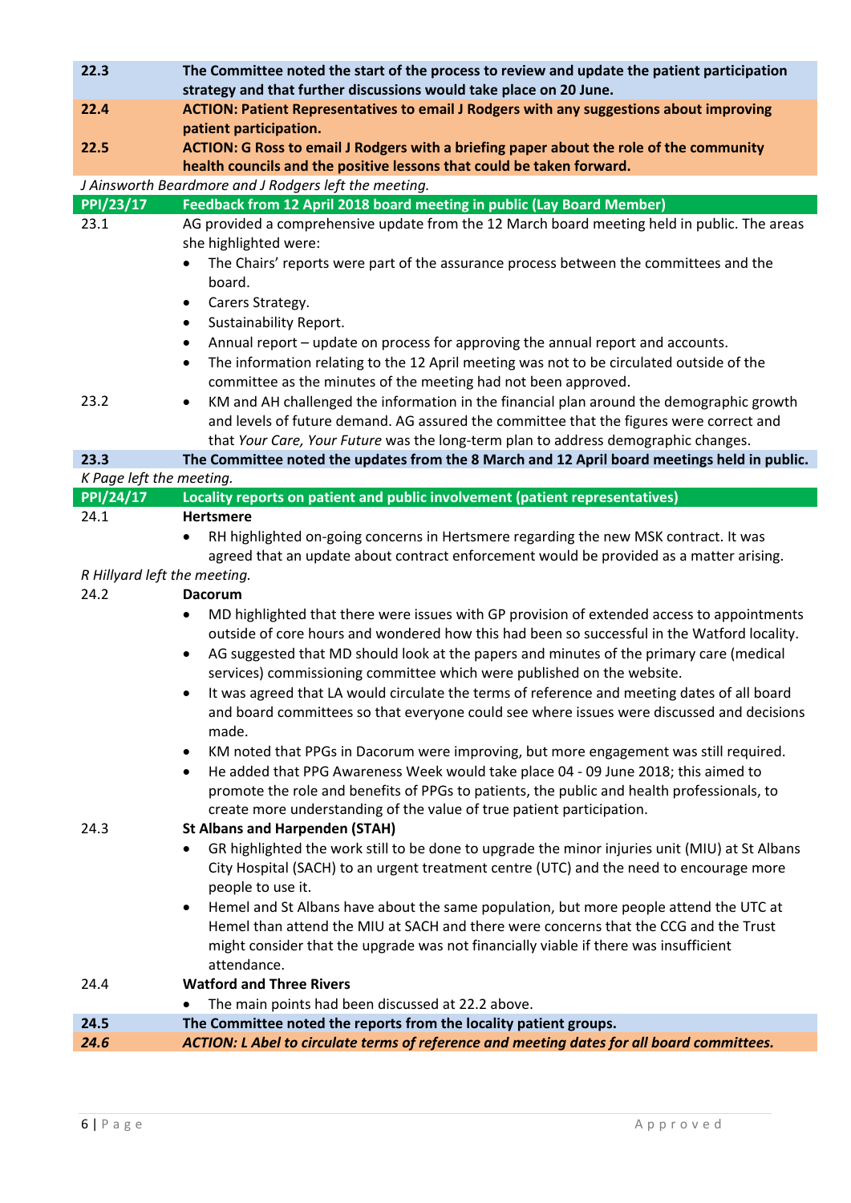| | |
|---|---|
| **22.3** | **The Committee noted the start of the process to review and update the patient participation strategy and that further discussions would take place on 20 June.** |
| **22.4** | **ACTION: Patient Representatives to email J Rodgers with any suggestions about improving patient participation.** |
| **22.5** | **ACTION: G Ross to email J Rodgers with a briefing paper about the role of the community health councils and the positive lessons that could be taken forward.** |

*J Ainsworth Beardmore and J Rodgers left the meeting.*

| | |
|---|---|
| **PPI/23/17** | **Feedback from 12 April 2018 board meeting in public (Lay Board Member)** |
| 23.1 | AG provided a comprehensive update from the 12 March board meeting held in public. The areas she highlighted were:<br>• The Chairs' reports were part of the assurance process between the committees and the board.<br>• Carers Strategy.<br>• Sustainability Report.<br>• Annual report – update on process for approving the annual report and accounts.<br>• The information relating to the 12 April meeting was not to be circulated outside of the committee as the minutes of the meeting had not been approved. |
| 23.2 | • KM and AH challenged the information in the financial plan around the demographic growth and levels of future demand. AG assured the committee that the figures were correct and that *Your Care, Your Future* was the long-term plan to address demographic changes. |
| **23.3** | **The Committee noted the updates from the 8 March and 12 April board meetings held in public.** |

*K Page left the meeting.*

| | |
|---|---|
| **PPI/24/17** | **Locality reports on patient and public involvement (patient representatives)** |
| 24.1 | **Hertsmere**<br>• RH highlighted on-going concerns in Hertsmere regarding the new MSK contract. It was agreed that an update about contract enforcement would be provided as a matter arising. |

*R Hillyard left the meeting.*

| | |
|---|---|
| 24.2 | **Dacorum**<br>• MD highlighted that there were issues with GP provision of extended access to appointments outside of core hours and wondered how this had been so successful in the Watford locality.<br>• AG suggested that MD should look at the papers and minutes of the primary care (medical services) commissioning committee which were published on the website.<br>• It was agreed that LA would circulate the terms of reference and meeting dates of all board and board committees so that everyone could see where issues were discussed and decisions made.<br>• KM noted that PPGs in Dacorum were improving, but more engagement was still required.<br>• He added that PPG Awareness Week would take place 04 - 09 June 2018; this aimed to promote the role and benefits of PPGs to patients, the public and health professionals, to create more understanding of the value of true patient participation. |
| 24.3 | **St Albans and Harpenden (STAH)**<br>• GR highlighted the work still to be done to upgrade the minor injuries unit (MIU) at St Albans City Hospital (SACH) to an urgent treatment centre (UTC) and the need to encourage more people to use it.<br>• Hemel and St Albans have about the same population, but more people attend the UTC at Hemel than attend the MIU at SACH and there were concerns that the CCG and the Trust might consider that the upgrade was not financially viable if there was insufficient attendance. |
| 24.4 | **Watford and Three Rivers**<br>• The main points had been discussed at 22.2 above. |
| **24.5** | **The Committee noted the reports from the locality patient groups.** |
| ***24.6*** | ***ACTION: L Abel to circulate terms of reference and meeting dates for all board committees.*** |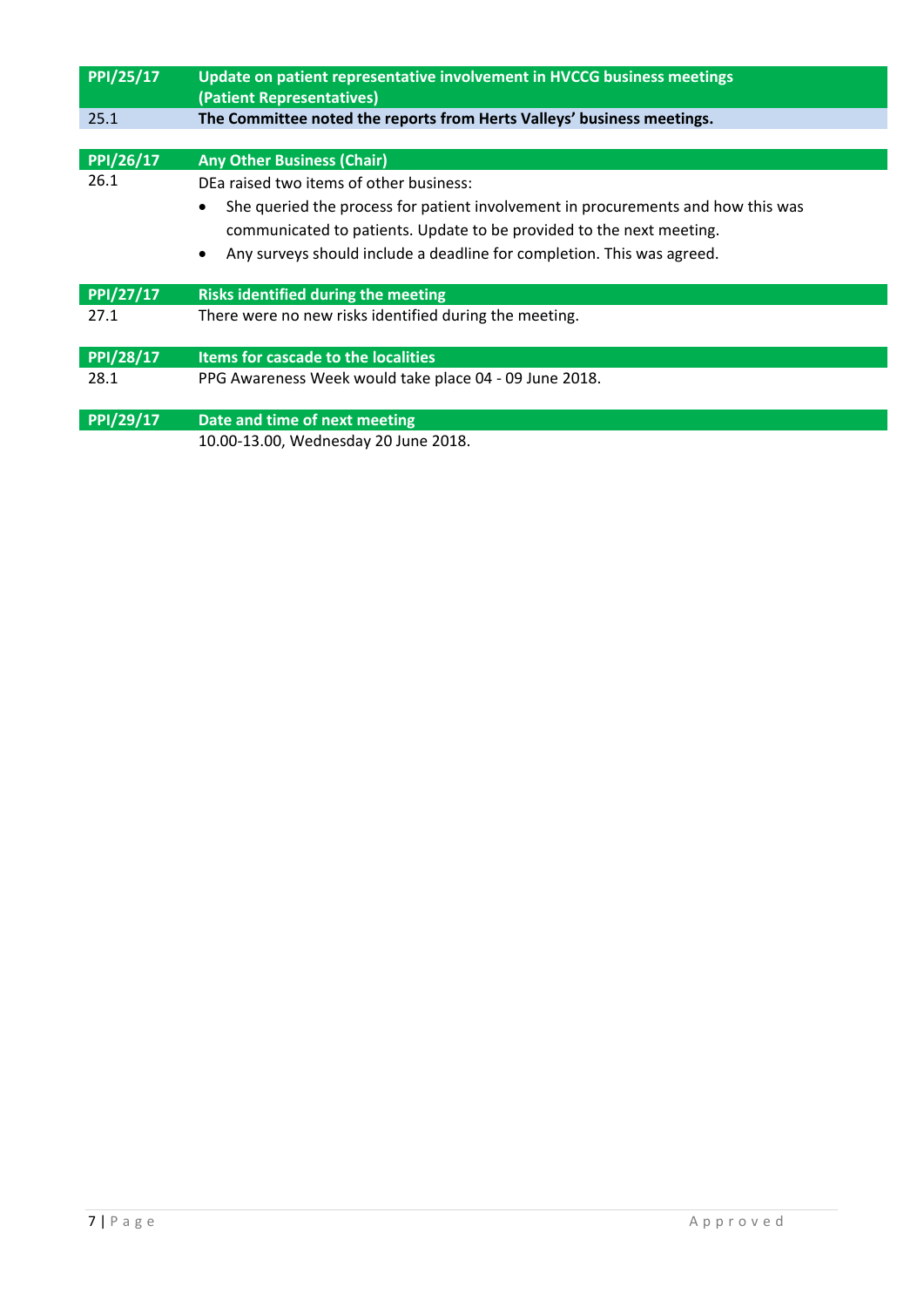| | |
|---|---|
| **PPI/25/17** | **Update on patient representative involvement in HVCCG business meetings (Patient Representatives)** |
| 25.1 | **The Committee noted the reports from Herts Valleys' business meetings.** |

| | |
|---|---|
| **PPI/26/17** | **Any Other Business (Chair)** |
| 26.1 | DEa raised two items of other business:<br>• She queried the process for patient involvement in procurements and how this was communicated to patients. Update to be provided to the next meeting.<br>• Any surveys should include a deadline for completion. This was agreed. |

| | |
|---|---|
| **PPI/27/17** | **Risks identified during the meeting** |
| 27.1 | There were no new risks identified during the meeting. |

| | |
|---|---|
| **PPI/28/17** | **Items for cascade to the localities** |
| 28.1 | PPG Awareness Week would take place 04 - 09 June 2018. |

| | |
|---|---|
| **PPI/29/17** | **Date and time of next meeting** |
| | 10.00-13.00, Wednesday 20 June 2018. |